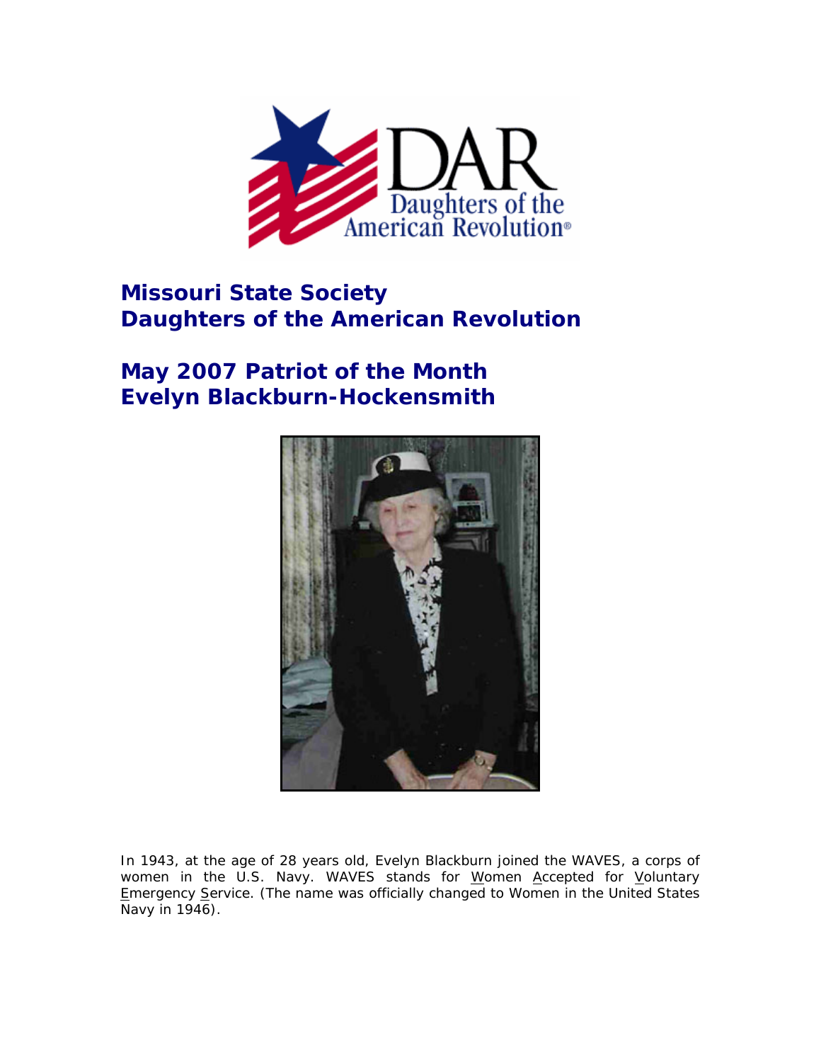# Missouri State Society
# Daughters of the American Revolution

## May 2007 Patriot of the Month
## Evelyn Blackburn-Hockensmith

In 1943, at the age of 28 years old, Evelyn Blackburn joined the WAVES, a corps of women in the U.S. Navy. WAVES stands for Women Accepted for Voluntary Emergency Service. (The name was officially changed to Women in the United States Navy in 1946).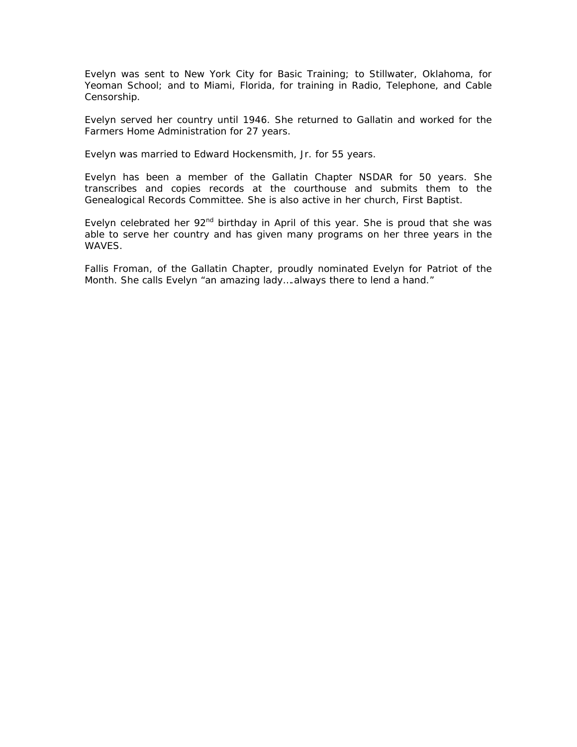Evelyn was sent to New York City for Basic Training; to Stillwater, Oklahoma, for Yeoman School; and to Miami, Florida, for training in Radio, Telephone, and Cable Censorship.

Evelyn served her country until 1946. She returned to Gallatin and worked for the Farmers Home Administration for 27 years.

Evelyn was married to Edward Hockensmith, Jr. for 55 years.

Evelyn has been a member of the Gallatin Chapter NSDAR for 50 years. She transcribes and copies records at the courthouse and submits them to the Genealogical Records Committee. She is also active in her church, First Baptist.

Evelyn celebrated her 92nd birthday in April of this year. She is proud that she was able to serve her country and has given many programs on her three years in the WAVES.

Fallis Froman, of the Gallatin Chapter, proudly nominated Evelyn for Patriot of the Month. She calls Evelyn "an amazing lady….always there to lend a hand."